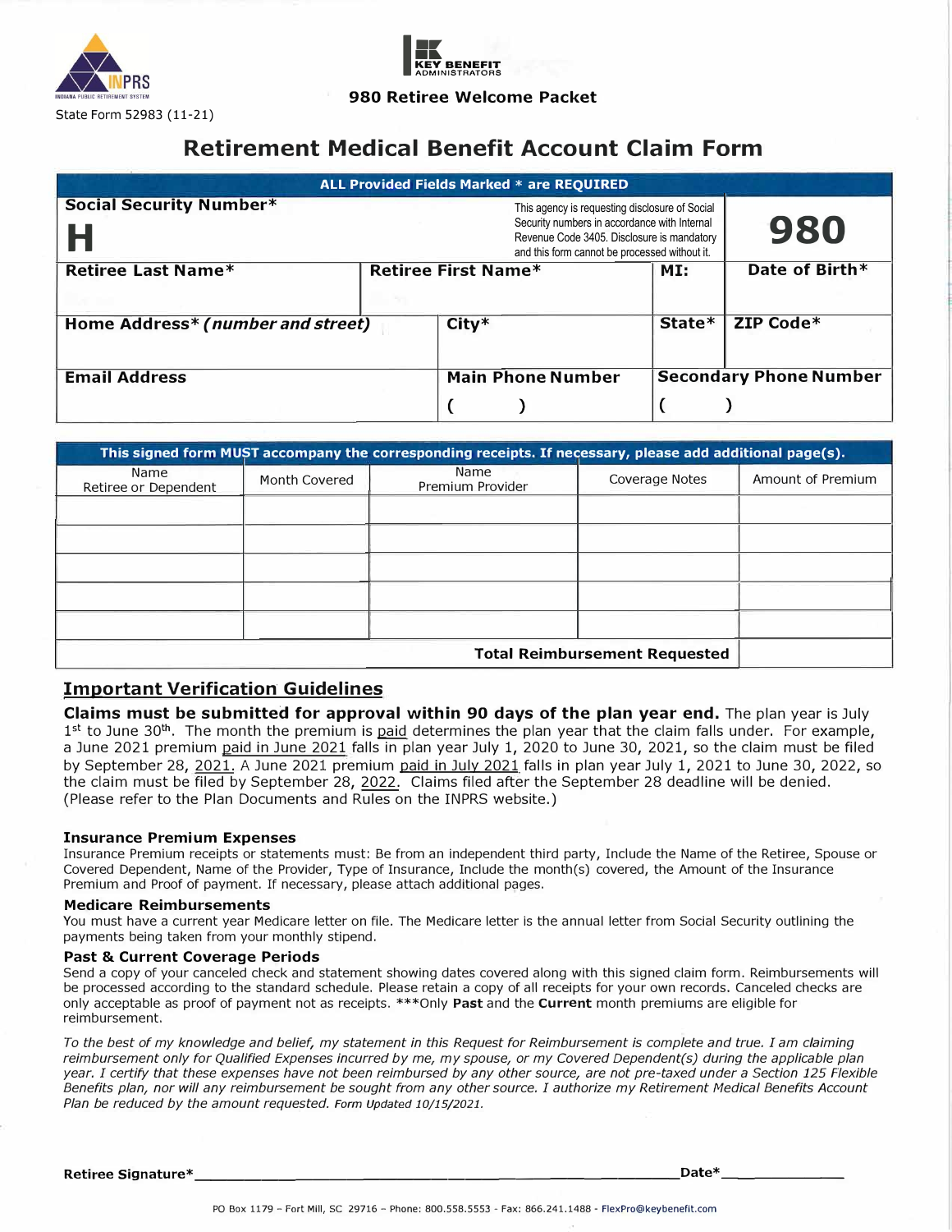INPRS
INDIANA PUBLIC RETIREMENT SYSTEM

State Form 52983 (11-21)

KEY BENEFIT ADMINISTRATORS

**980 Retiree Welcome Packet**

# Retirement Medical Benefit Account Claim Form

| ALL Provided Fields Marked * are REQUIRED | | | | |
|---|---|---|---|---|
| **Social Security Number*** H | | This agency is requesting disclosure of Social Security numbers in accordance with Internal Revenue Code 3405. Disclosure is mandatory and this form cannot be processed without it. | | **980** |
| **Retiree Last Name*** | **Retiree First Name*** | | **MI:** | **Date of Birth*** |
| **Home Address*** ***(number and street)*** | **City*** | | **State*** | **ZIP Code*** |
| **Email Address** | **Main Phone Number** ( ) | | **Secondary Phone Number** ( ) | |

| This signed form MUST accompany the corresponding receipts. If necessary, please add additional page(s). | | | | |
|---|---|---|---|---|
| Name Retiree or Dependent | Month Covered | Name Premium Provider | Coverage Notes | Amount of Premium |
| | | | | |
| | | | | |
| | | | | |
| | | | | |
| | | | | |
| | | | **Total Reimbursement Requested** | |

## Important Verification Guidelines

**Claims must be submitted for approval within 90 days of the plan year end.** The plan year is July 1st to June 30th. The month the premium is paid determines the plan year that the claim falls under. For example, a June 2021 premium paid in June 2021 falls in plan year July 1, 2020 to June 30, 2021, so the claim must be filed by September 28, 2021. A June 2021 premium paid in July 2021 falls in plan year July 1, 2021 to June 30, 2022, so the claim must be filed by September 28, 2022. Claims filed after the September 28 deadline will be denied. (Please refer to the Plan Documents and Rules on the INPRS website.)

### Insurance Premium Expenses

Insurance Premium receipts or statements must: Be from an independent third party, Include the Name of the Retiree, Spouse or Covered Dependent, Name of the Provider, Type of Insurance, Include the month(s) covered, the Amount of the Insurance Premium and Proof of payment. If necessary, please attach additional pages.

### Medicare Reimbursements

You must have a current year Medicare letter on file. The Medicare letter is the annual letter from Social Security outlining the payments being taken from your monthly stipend.

### Past & Current Coverage Periods

Send a copy of your canceled check and statement showing dates covered along with this signed claim form. Reimbursements will be processed according to the standard schedule. Please retain a copy of all receipts for your own records. Canceled checks are only acceptable as proof of payment not as receipts. ***Only **Past** and the **Current** month premiums are eligible for reimbursement.

*To the best of my knowledge and belief, my statement in this Request for Reimbursement is complete and true. I am claiming reimbursement only for Qualified Expenses incurred by me, my spouse, or my Covered Dependent(s) during the applicable plan year. I certify that these expenses have not been reimbursed by any other source, are not pre-taxed under a Section 125 Flexible Benefits plan, nor will any reimbursement be sought from any other source. I authorize my Retirement Medical Benefits Account Plan be reduced by the amount requested.* Form Updated 10/15/2021.

**Retiree Signature*** ______________________________ **Date*** ____________

PO Box 1179 – Fort Mill, SC 29716 – Phone: 800.558.5553 - Fax: 866.241.1488 - FlexPro@keybenefit.com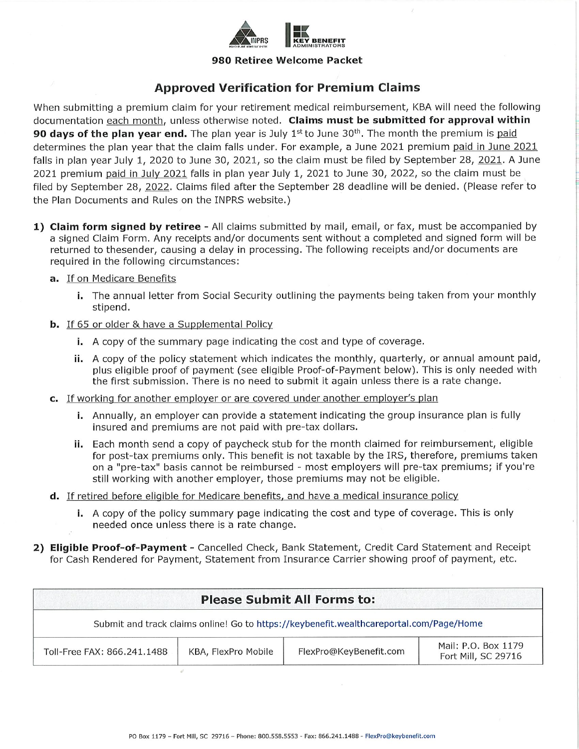**980 Retiree Welcome Packet**

## Approved Verification for Premium Claims

When submitting a premium claim for your retirement medical reimbursement, KBA will need the following documentation each month, unless otherwise noted. **Claims must be submitted for approval within 90 days of the plan year end.** The plan year is July 1st to June 30th. The month the premium is paid determines the plan year that the claim falls under. For example, a June 2021 premium paid in June 2021 falls in plan year July 1, 2020 to June 30, 2021, so the claim must be filed by September 28, 2021. A June 2021 premium paid in July 2021 falls in plan year July 1, 2021 to June 30, 2022, so the claim must be filed by September 28, 2022. Claims filed after the September 28 deadline will be denied. (Please refer to the Plan Documents and Rules on the INPRS website.)

1) **Claim form signed by retiree -** All claims submitted by mail, email, or fax, must be accompanied by a signed Claim Form. Any receipts and/or documents sent without a completed and signed form will be returned to thesender, causing a delay in processing. The following receipts and/or documents are required in the following circumstances:
   a. If on Medicare Benefits
      i. The annual letter from Social Security outlining the payments being taken from your monthly stipend.
   b. If 65 or older & have a Supplemental Policy
      i. A copy of the summary page indicating the cost and type of coverage.
      ii. A copy of the policy statement which indicates the monthly, quarterly, or annual amount paid, plus eligible proof of payment (see eligible Proof-of-Payment below). This is only needed with the first submission. There is no need to submit it again unless there is a rate change.
   c. If working for another employer or are covered under another employer's plan
      i. Annually, an employer can provide a statement indicating the group insurance plan is fully insured and premiums are not paid with pre-tax dollars.
      ii. Each month send a copy of paycheck stub for the month claimed for reimbursement, eligible for post-tax premiums only. This benefit is not taxable by the IRS, therefore, premiums taken on a "pre-tax" basis cannot be reimbursed - most employers will pre-tax premiums; if you're still working with another employer, those premiums may not be eligible.
   d. If retired before eligible for Medicare benefits, and have a medical insurance policy
      i. A copy of the policy summary page indicating the cost and type of coverage. This is only needed once unless there is a rate change.
2) **Eligible Proof-of-Payment -** Cancelled Check, Bank Statement, Credit Card Statement and Receipt for Cash Rendered for Payment, Statement from Insurance Carrier showing proof of payment, etc.

| **Please Submit All Forms to:** | | | |
|---|---|---|---|
| Submit and track claims online! Go to https://keybenefit.wealthcareportal.com/Page/Home | | | |
| Toll-Free FAX: 866.241.1488 | KBA, FlexPro Mobile | FlexPro@KeyBenefit.com | Mail: P.O. Box 1179 Fort Mill, SC 29716 |

PO Box 1179 – Fort Mill, SC 29716 – Phone: 800.558.5553 - Fax: 866.241.1488 - FlexPro@keybenefit.com